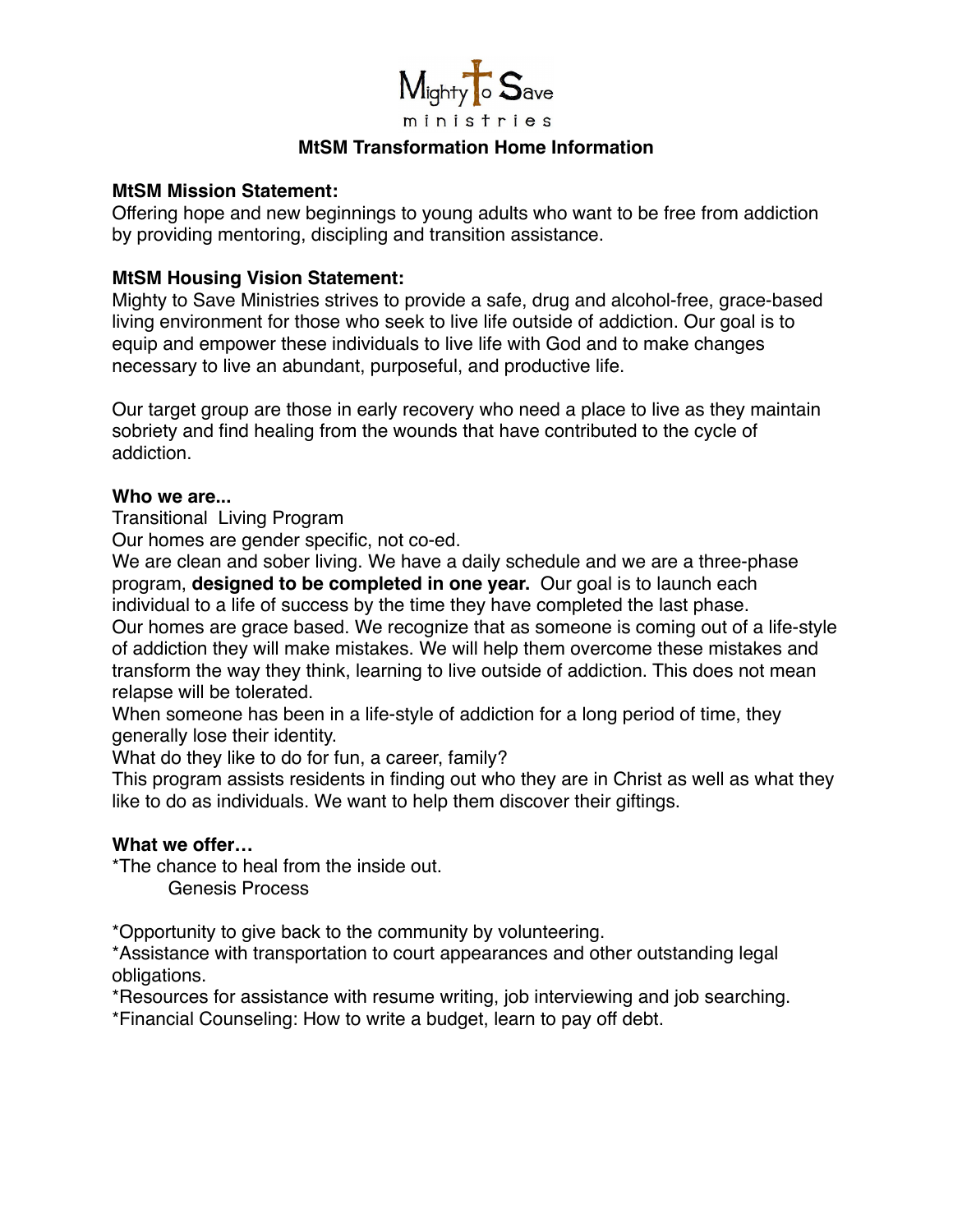Mighty to Save ministries

## MtSM Transformation Home Information

**MtSM Mission Statement:**
Offering hope and new beginnings to young adults who want to be free from addiction by providing mentoring, discipling and transition assistance.

**MtSM Housing Vision Statement:**
Mighty to Save Ministries strives to provide a safe, drug and alcohol-free, grace-based living environment for those who seek to live life outside of addiction. Our goal is to equip and empower these individuals to live life with God and to make changes necessary to live an abundant, purposeful, and productive life.

Our target group are those in early recovery who need a place to live as they maintain sobriety and find healing from the wounds that have contributed to the cycle of addiction.

**Who we are...**
Transitional Living Program
Our homes are gender specific, not co-ed.
We are clean and sober living. We have a daily schedule and we are a three-phase program, **designed to be completed in one year.** Our goal is to launch each individual to a life of success by the time they have completed the last phase.
Our homes are grace based. We recognize that as someone is coming out of a life-style of addiction they will make mistakes. We will help them overcome these mistakes and transform the way they think, learning to live outside of addiction. This does not mean relapse will be tolerated.
When someone has been in a life-style of addiction for a long period of time, they generally lose their identity.
What do they like to do for fun, a career, family?
This program assists residents in finding out who they are in Christ as well as what they like to do as individuals. We want to help them discover their giftings.

**What we offer…**
*The chance to heal from the inside out.
    Genesis Process

*Opportunity to give back to the community by volunteering.
*Assistance with transportation to court appearances and other outstanding legal obligations.
*Resources for assistance with resume writing, job interviewing and job searching.
*Financial Counseling: How to write a budget, learn to pay off debt.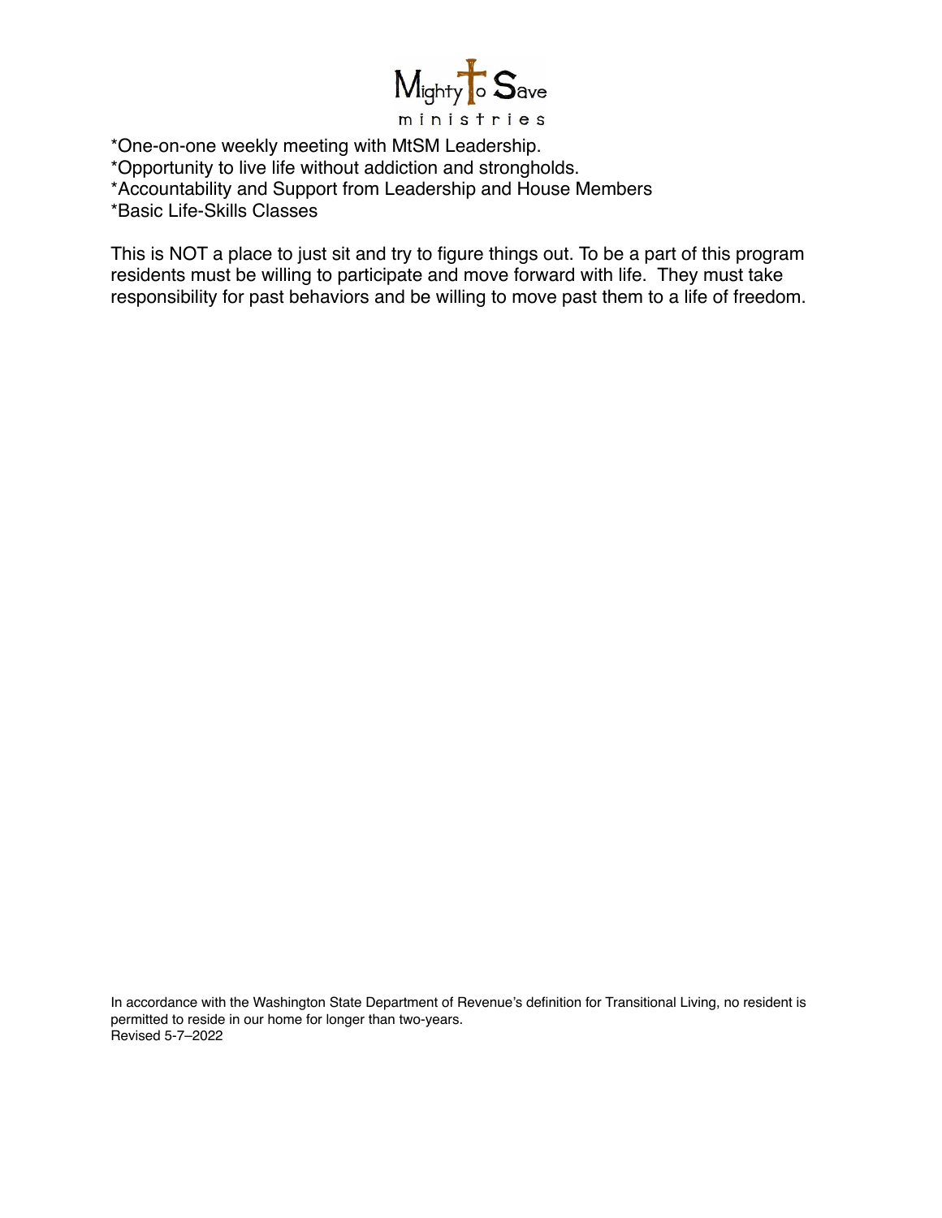*One-on-one weekly meeting with MtSM Leadership.
*Opportunity to live life without addiction and strongholds.
*Accountability and Support from Leadership and House Members
*Basic Life-Skills Classes

This is NOT a place to just sit and try to figure things out. To be a part of this program residents must be willing to participate and move forward with life. They must take responsibility for past behaviors and be willing to move past them to a life of freedom.

In accordance with the Washington State Department of Revenue's definition for Transitional Living, no resident is permitted to reside in our home for longer than two-years.
Revised 5-7–2022